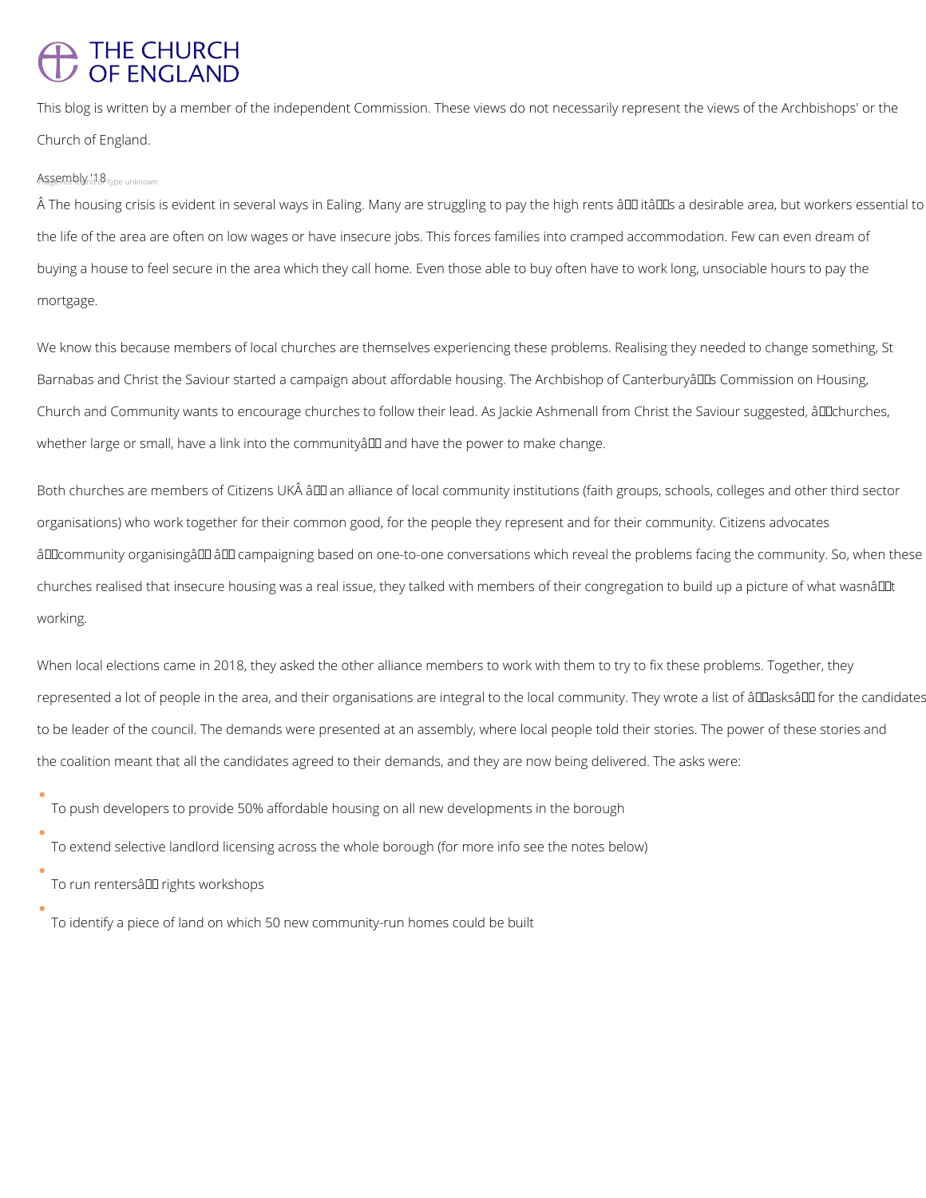# THE CHURCH OF ENGLAND

This blog is written by a member of the independent Commission. These views do not necessarily represent the views of the Archbishops' or the Church of England.

Assembly '18

Â The housing crisis is evident in several ways in Ealing. Many are struggling to pay the high rents â it's a desirable area, but workers essential to the life of the area are often on low wages or have insecure jobs. This forces families into cramped accommodation. Few can even dream of buying a house to feel secure in the area which they call home. Even those able to buy often have to work long, unsociable hours to pay the mortgage.

We know this because members of local churches are themselves experiencing these problems. Realising they needed to change something, St Barnabas and Christ the Saviour started a campaign about affordable housing. The Archbishop of Canterbury's Commission on Housing, Church and Community wants to encourage churches to follow their lead. As Jackie Ashmenall from Christ the Saviour suggested, "churches, whether large or small, have a link into the community" and have the power to make change.

Both churches are members of Citizens UKÂ â an alliance of local community institutions (faith groups, schools, colleges and other third sector organisations) who work together for their common good, for the people they represent and for their community. Citizens advocates "community organising" â campaigning based on one-to-one conversations which reveal the problems facing the community. So, when these churches realised that insecure housing was a real issue, they talked with members of their congregation to build up a picture of what wasn't working.

When local elections came in 2018, they asked the other alliance members to work with them to try to fix these problems. Together, they represented a lot of people in the area, and their organisations are integral to the local community. They wrote a list of "asks" for the candidates to be leader of the council. The demands were presented at an assembly, where local people told their stories. The power of these stories and the coalition meant that all the candidates agreed to their demands, and they are now being delivered. The asks were:

- To push developers to provide 50% affordable housing on all new developments in the borough
- To extend selective landlord licensing across the whole borough (for more info see the notes below)
- To run renters' rights workshops
- To identify a piece of land on which 50 new community-run homes could be built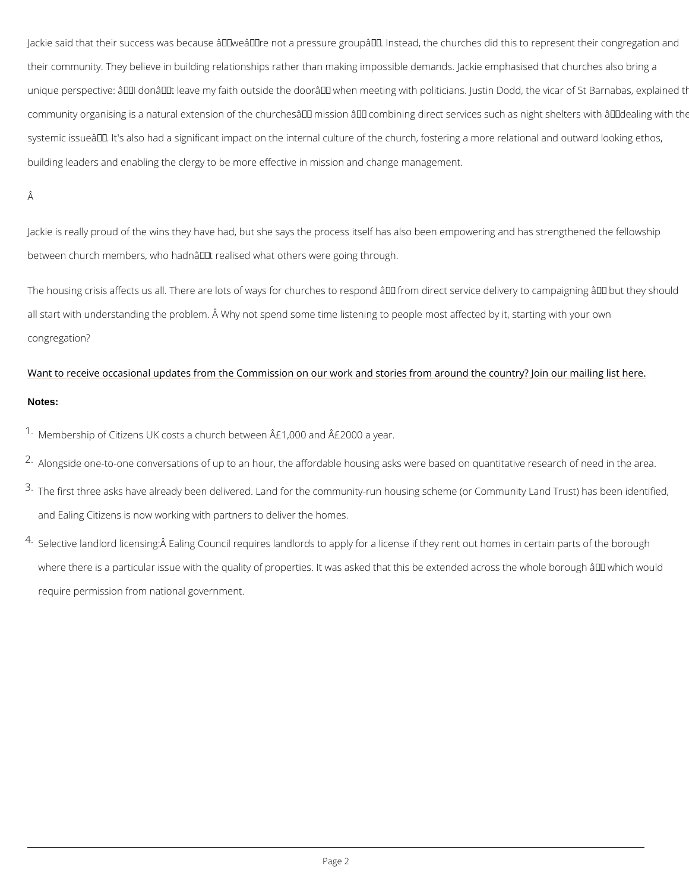Jackie said that their success was because “we’re not a pressure group”. Instead, the churches did this to represent their congregation and their community. They believe in building relationships rather than making impossible demands. Jackie emphasised that churches also bring a unique perspective: “I don’t leave my faith outside the door” when meeting with politicians. Justin Dodd, the vicar of St Barnabas, explained th community organising is a natural extension of the churches’ mission – combining direct services such as night shelters with “dealing with the systemic issue”. It's also had a significant impact on the internal culture of the church, fostering a more relational and outward looking ethos, building leaders and enabling the clergy to be more effective in mission and change management.

Jackie is really proud of the wins they have had, but she says the process itself has also been empowering and has strengthened the fellowship between church members, who hadn’t realised what others were going through.

The housing crisis affects us all. There are lots of ways for churches to respond – from direct service delivery to campaigning – but they should all start with understanding the problem. Why not spend some time listening to people most affected by it, starting with your own congregation?

Want to receive occasional updates from the Commission on our work and stories from around the country? Join our mailing list here.

**Notes:**

1. Membership of Citizens UK costs a church between £1,000 and £2000 a year.
2. Alongside one-to-one conversations of up to an hour, the affordable housing asks were based on quantitative research of need in the area.
3. The first three asks have already been delivered. Land for the community-run housing scheme (or Community Land Trust) has been identified, and Ealing Citizens is now working with partners to deliver the homes.
4. Selective landlord licensing: Ealing Council requires landlords to apply for a license if they rent out homes in certain parts of the borough where there is a particular issue with the quality of properties. It was asked that this be extended across the whole borough – which would require permission from national government.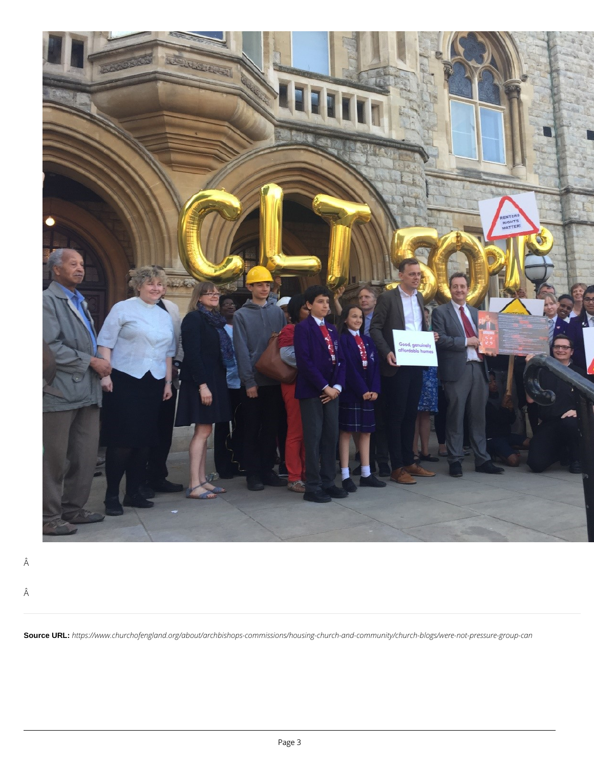Â

Â

**Source URL:** *https://www.churchofengland.org/about/archbishops-commissions/housing-church-and-community/church-blogs/were-not-pressure-group-can*